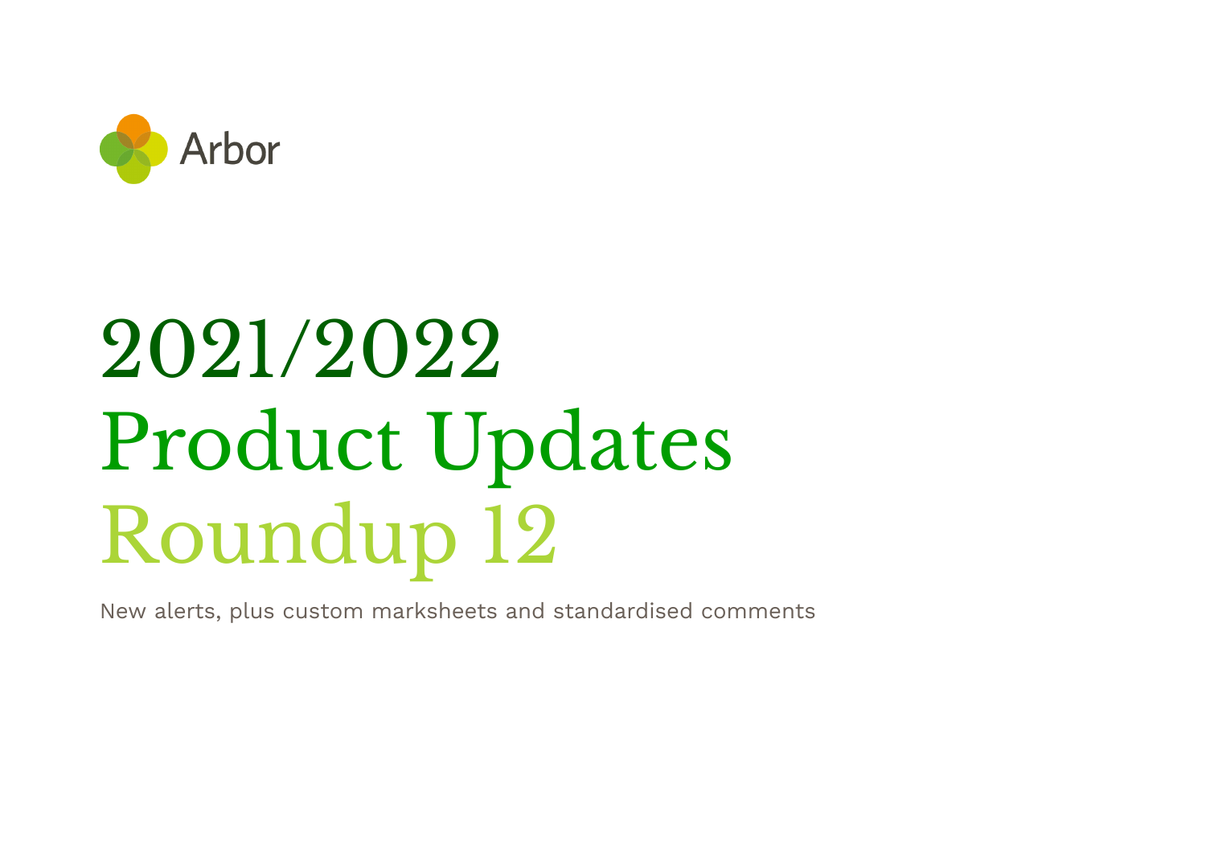Arbor

# 2021/2022 Product Updates Roundup 12

New alerts, plus custom marksheets and standardised comments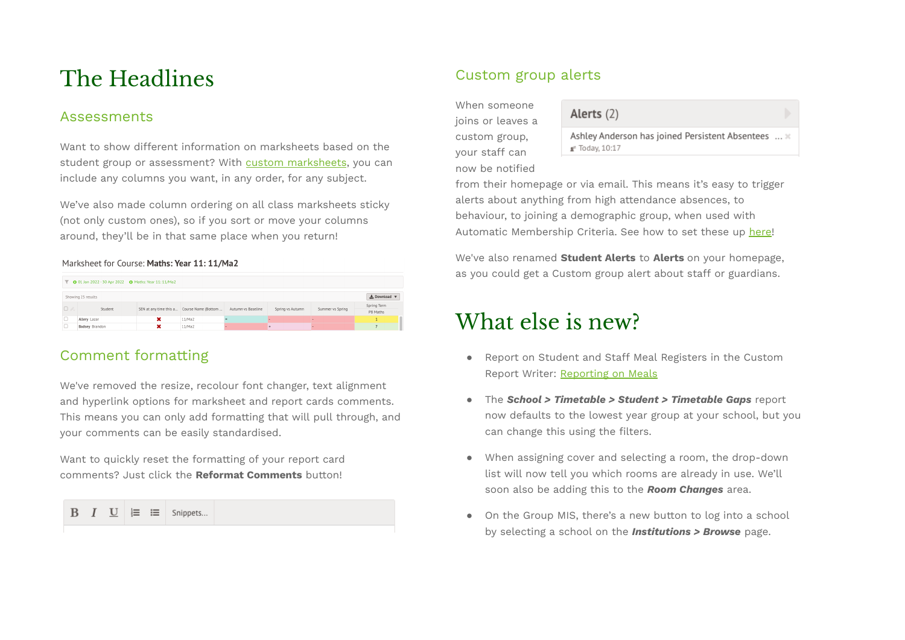# The Headlines

## Assessments

Want to show different information on marksheets based on the student group or assessment? With custom marksheets, you can include any columns you want, in any order, for any subject.

We've also made column ordering on all class marksheets sticky (not only custom ones), so if you sort or move your columns around, they'll be in that same place when you return!

## Comment formatting

We've removed the resize, recolour font changer, text alignment and hyperlink options for marksheet and report cards comments. This means you can only add formatting that will pull through, and your comments can be easily standardised.

Want to quickly reset the formatting of your report card comments? Just click the **Reformat Comments** button!

## Custom group alerts

When someone joins or leaves a custom group, your staff can now be notified from their homepage or via email. This means it's easy to trigger alerts about anything from high attendance absences, to behaviour, to joining a demographic group, when used with Automatic Membership Criteria. See how to set these up here!

We've also renamed **Student Alerts** to **Alerts** on your homepage, as you could get a Custom group alert about staff or guardians.

# What else is new?

- Report on Student and Staff Meal Registers in the Custom Report Writer: Reporting on Meals
- The ***School > Timetable > Student > Timetable Gaps*** report now defaults to the lowest year group at your school, but you can change this using the filters.
- When assigning cover and selecting a room, the drop-down list will now tell you which rooms are already in use. We'll soon also be adding this to the ***Room Changes*** area.
- On the Group MIS, there's a new button to log into a school by selecting a school on the ***Institutions > Browse*** page.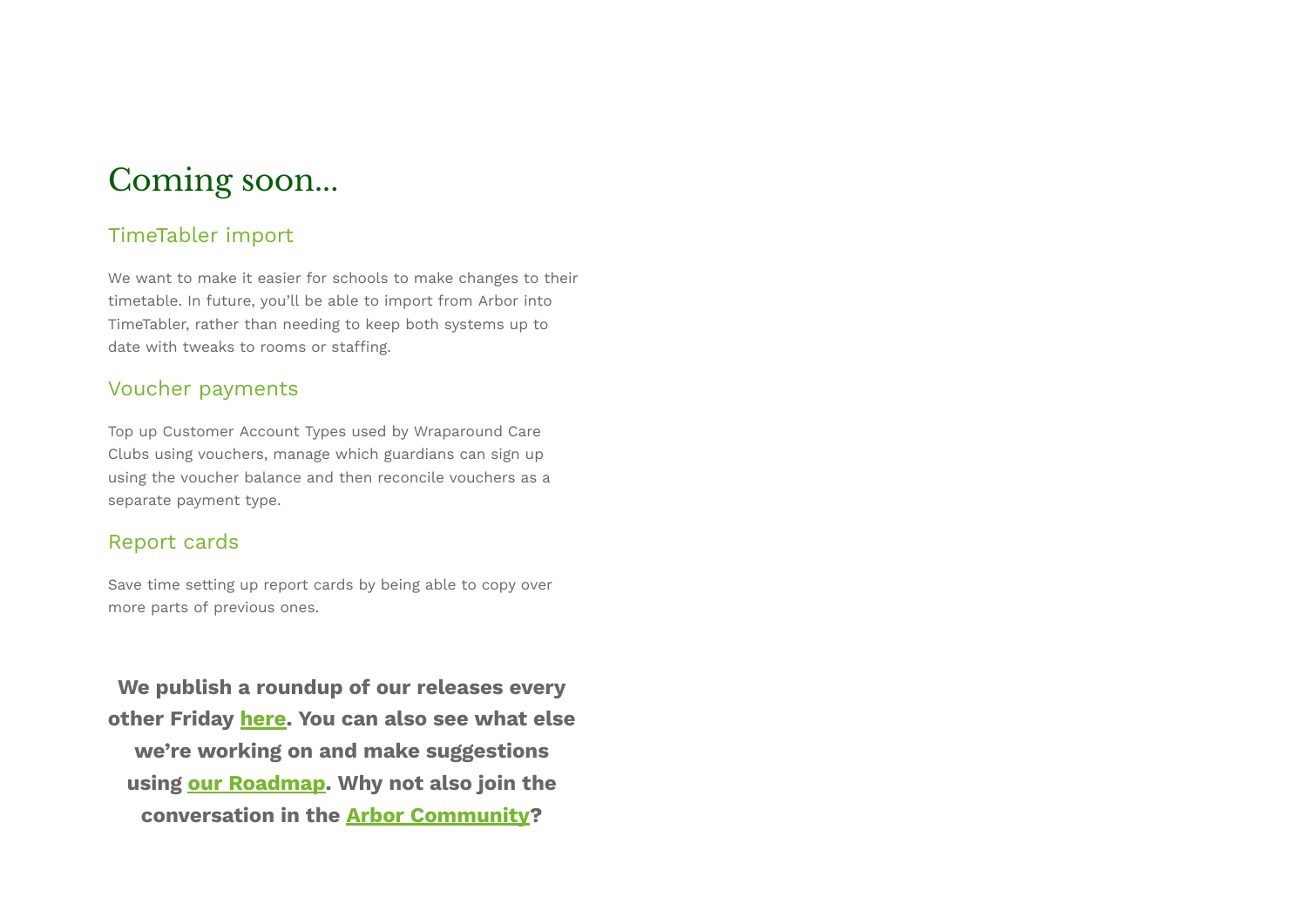# Coming soon...

## TimeTabler import

We want to make it easier for schools to make changes to their timetable. In future, you'll be able to import from Arbor into TimeTabler, rather than needing to keep both systems up to date with tweaks to rooms or staffing.

## Voucher payments

Top up Customer Account Types used by Wraparound Care Clubs using vouchers, manage which guardians can sign up using the voucher balance and then reconcile vouchers as a separate payment type.

## Report cards

Save time setting up report cards by being able to copy over more parts of previous ones.

**We publish a roundup of our releases every other Friday here. You can also see what else we're working on and make suggestions using our Roadmap. Why not also join the conversation in the Arbor Community?**